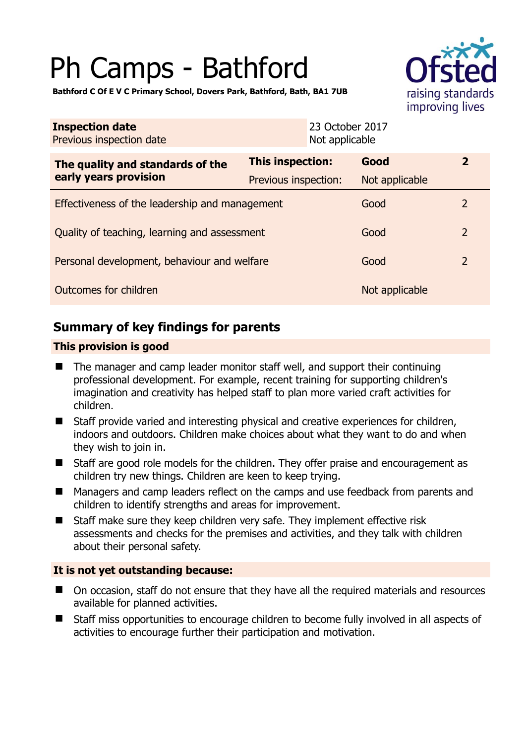# Ph Camps - Bathford

**Bathford C Of E V C Primary School, Dovers Park, Bathford, Bath, BA1 7UB**

| **Inspection date** | 23 October 2017 |
|---|---|
| Previous inspection date | Not applicable |

| **The quality and standards of the early years provision** | **This inspection:** | **Good** | **2** |
|---|---|---|---|
| | Previous inspection: | Not applicable | |
| Effectiveness of the leadership and management | | Good | 2 |
| Quality of teaching, learning and assessment | | Good | 2 |
| Personal development, behaviour and welfare | | Good | 2 |
| Outcomes for children | | Not applicable | |

## Summary of key findings for parents

### This provision is good

- The manager and camp leader monitor staff well, and support their continuing professional development. For example, recent training for supporting children's imagination and creativity has helped staff to plan more varied craft activities for children.
- Staff provide varied and interesting physical and creative experiences for children, indoors and outdoors. Children make choices about what they want to do and when they wish to join in.
- Staff are good role models for the children. They offer praise and encouragement as children try new things. Children are keen to keep trying.
- Managers and camp leaders reflect on the camps and use feedback from parents and children to identify strengths and areas for improvement.
- Staff make sure they keep children very safe. They implement effective risk assessments and checks for the premises and activities, and they talk with children about their personal safety.

### It is not yet outstanding because:

- On occasion, staff do not ensure that they have all the required materials and resources available for planned activities.
- Staff miss opportunities to encourage children to become fully involved in all aspects of activities to encourage further their participation and motivation.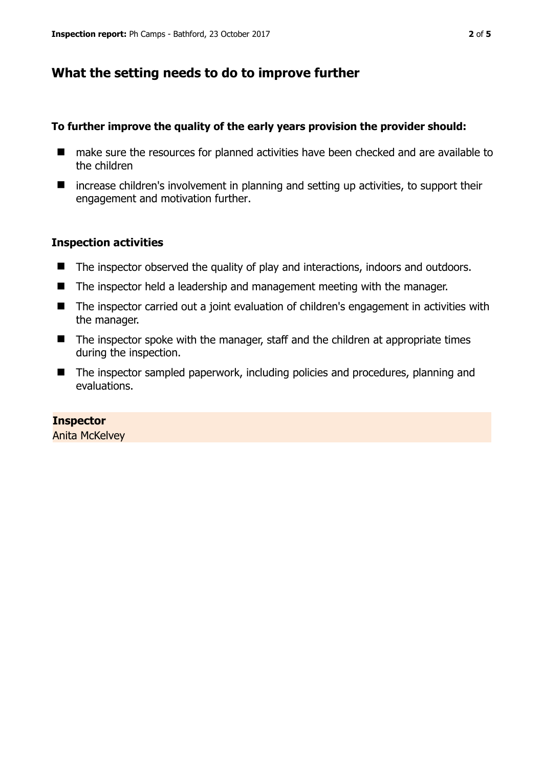## What the setting needs to do to improve further

**To further improve the quality of the early years provision the provider should:**

- make sure the resources for planned activities have been checked and are available to the children
- increase children's involvement in planning and setting up activities, to support their engagement and motivation further.

### Inspection activities

- The inspector observed the quality of play and interactions, indoors and outdoors.
- The inspector held a leadership and management meeting with the manager.
- The inspector carried out a joint evaluation of children's engagement in activities with the manager.
- The inspector spoke with the manager, staff and the children at appropriate times during the inspection.
- The inspector sampled paperwork, including policies and procedures, planning and evaluations.

**Inspector**
Anita McKelvey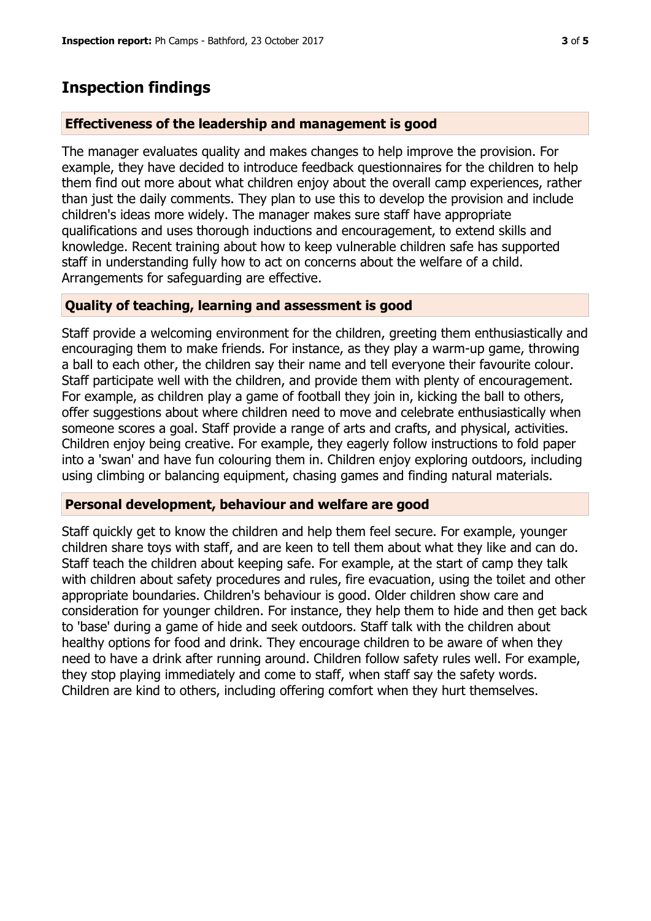## Inspection findings

### Effectiveness of the leadership and management is good

The manager evaluates quality and makes changes to help improve the provision. For example, they have decided to introduce feedback questionnaires for the children to help them find out more about what children enjoy about the overall camp experiences, rather than just the daily comments. They plan to use this to develop the provision and include children's ideas more widely. The manager makes sure staff have appropriate qualifications and uses thorough inductions and encouragement, to extend skills and knowledge. Recent training about how to keep vulnerable children safe has supported staff in understanding fully how to act on concerns about the welfare of a child. Arrangements for safeguarding are effective.

### Quality of teaching, learning and assessment is good

Staff provide a welcoming environment for the children, greeting them enthusiastically and encouraging them to make friends. For instance, as they play a warm-up game, throwing a ball to each other, the children say their name and tell everyone their favourite colour. Staff participate well with the children, and provide them with plenty of encouragement. For example, as children play a game of football they join in, kicking the ball to others, offer suggestions about where children need to move and celebrate enthusiastically when someone scores a goal. Staff provide a range of arts and crafts, and physical, activities. Children enjoy being creative. For example, they eagerly follow instructions to fold paper into a 'swan' and have fun colouring them in. Children enjoy exploring outdoors, including using climbing or balancing equipment, chasing games and finding natural materials.

### Personal development, behaviour and welfare are good

Staff quickly get to know the children and help them feel secure. For example, younger children share toys with staff, and are keen to tell them about what they like and can do. Staff teach the children about keeping safe. For example, at the start of camp they talk with children about safety procedures and rules, fire evacuation, using the toilet and other appropriate boundaries. Children's behaviour is good. Older children show care and consideration for younger children. For instance, they help them to hide and then get back to 'base' during a game of hide and seek outdoors. Staff talk with the children about healthy options for food and drink. They encourage children to be aware of when they need to have a drink after running around. Children follow safety rules well. For example, they stop playing immediately and come to staff, when staff say the safety words. Children are kind to others, including offering comfort when they hurt themselves.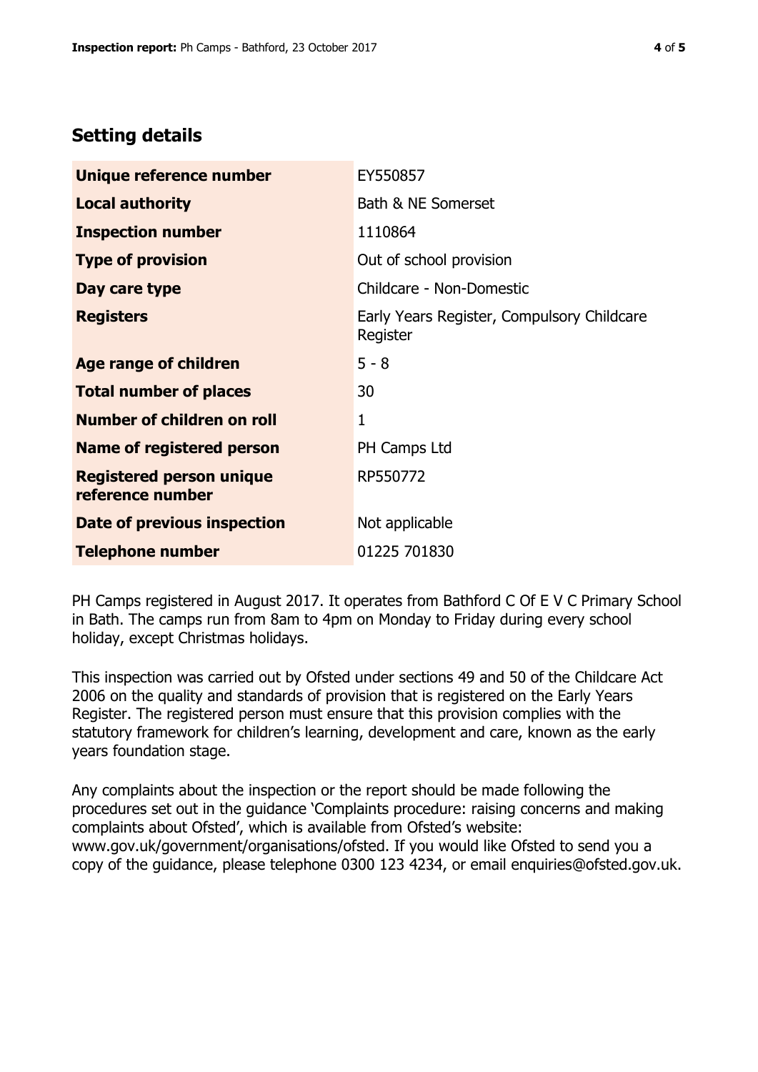## Setting details

| | |
|---|---|
| **Unique reference number** | EY550857 |
| **Local authority** | Bath & NE Somerset |
| **Inspection number** | 1110864 |
| **Type of provision** | Out of school provision |
| **Day care type** | Childcare - Non-Domestic |
| **Registers** | Early Years Register, Compulsory Childcare Register |
| **Age range of children** | 5 - 8 |
| **Total number of places** | 30 |
| **Number of children on roll** | 1 |
| **Name of registered person** | PH Camps Ltd |
| **Registered person unique reference number** | RP550772 |
| **Date of previous inspection** | Not applicable |
| **Telephone number** | 01225 701830 |

PH Camps registered in August 2017. It operates from Bathford C Of E V C Primary School in Bath. The camps run from 8am to 4pm on Monday to Friday during every school holiday, except Christmas holidays.

This inspection was carried out by Ofsted under sections 49 and 50 of the Childcare Act 2006 on the quality and standards of provision that is registered on the Early Years Register. The registered person must ensure that this provision complies with the statutory framework for children's learning, development and care, known as the early years foundation stage.

Any complaints about the inspection or the report should be made following the procedures set out in the guidance 'Complaints procedure: raising concerns and making complaints about Ofsted', which is available from Ofsted's website: www.gov.uk/government/organisations/ofsted. If you would like Ofsted to send you a copy of the guidance, please telephone 0300 123 4234, or email enquiries@ofsted.gov.uk.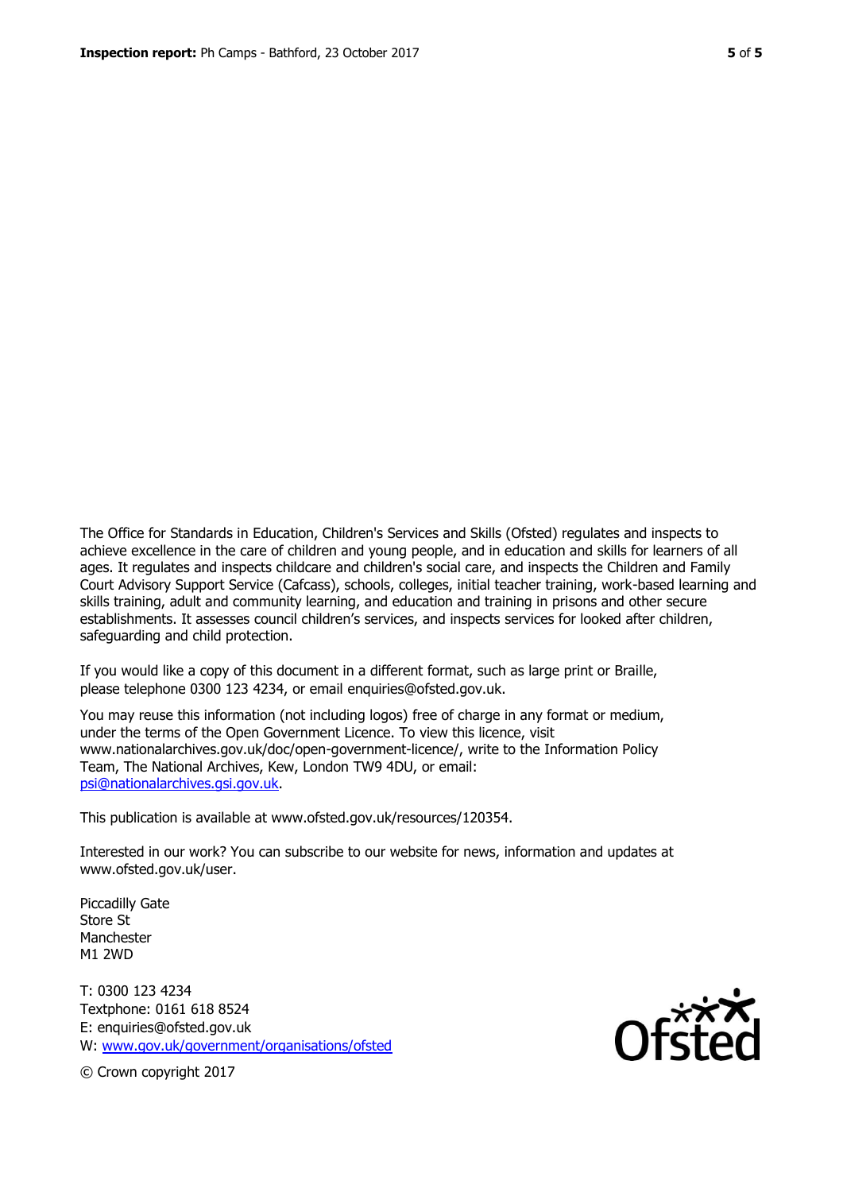The Office for Standards in Education, Children's Services and Skills (Ofsted) regulates and inspects to achieve excellence in the care of children and young people, and in education and skills for learners of all ages. It regulates and inspects childcare and children's social care, and inspects the Children and Family Court Advisory Support Service (Cafcass), schools, colleges, initial teacher training, work-based learning and skills training, adult and community learning, and education and training in prisons and other secure establishments. It assesses council children's services, and inspects services for looked after children, safeguarding and child protection.

If you would like a copy of this document in a different format, such as large print or Braille, please telephone 0300 123 4234, or email enquiries@ofsted.gov.uk.

You may reuse this information (not including logos) free of charge in any format or medium, under the terms of the Open Government Licence. To view this licence, visit www.nationalarchives.gov.uk/doc/open-government-licence/, write to the Information Policy Team, The National Archives, Kew, London TW9 4DU, or email: psi@nationalarchives.gsi.gov.uk.

This publication is available at www.ofsted.gov.uk/resources/120354.

Interested in our work? You can subscribe to our website for news, information and updates at www.ofsted.gov.uk/user.

Piccadilly Gate
Store St
Manchester
M1 2WD

T: 0300 123 4234
Textphone: 0161 618 8524
E: enquiries@ofsted.gov.uk
W: www.gov.uk/government/organisations/ofsted

© Crown copyright 2017